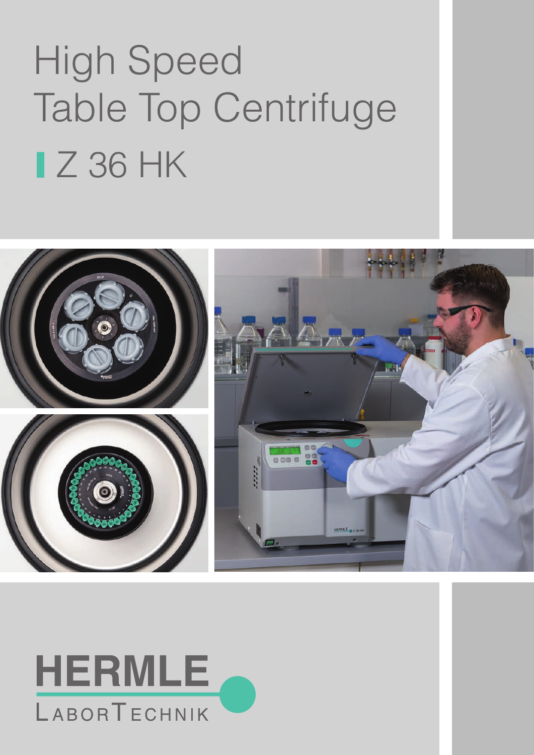# High Speed Table Top Centrifuge

## Z 36 HK

HERMLE

LaborTechnik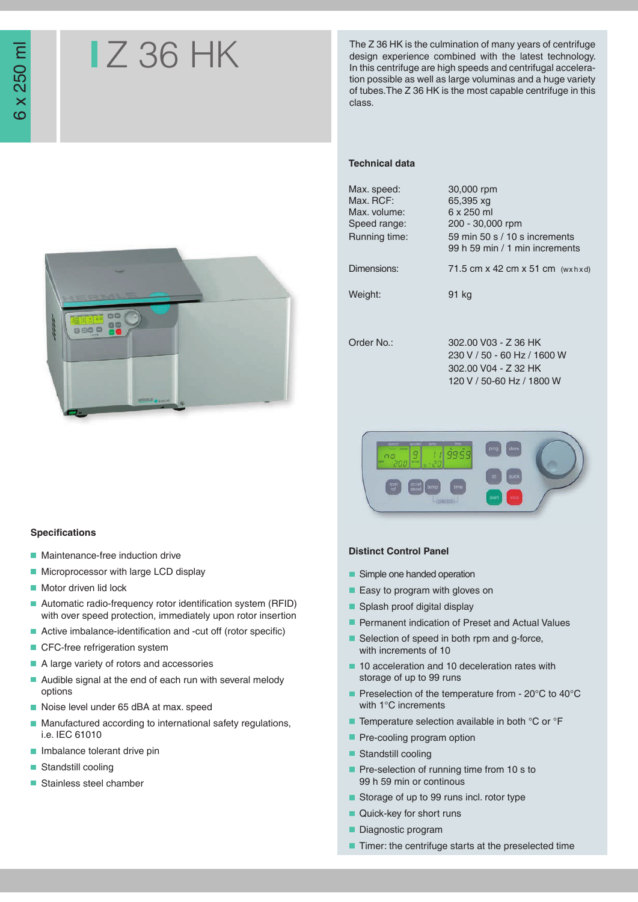6 x 250 ml

# Z 36 HK

The Z 36 HK is the culmination of many years of centrifuge design experience combined with the latest technology. In this centrifuge are high speeds and centrifugal acceleration possible as well as large voluminas and a huge variety of tubes.The Z 36 HK is the most capable centrifuge in this class.

## Technical data

| | |
|---|---|
| Max. speed: | 30,000 rpm |
| Max. RCF: | 65,395 xg |
| Max. volume: | 6 x 250 ml |
| Speed range: | 200 - 30,000 rpm |
| Running time: | 59 min 50 s / 10 s increments<br>99 h 59 min / 1 min increments |
| Dimensions: | 71.5 cm x 42 cm x 51 cm (wxhxd) |
| Weight: | 91 kg |
| Order No.: | 302.00 V03 - Z 36 HK<br>230 V / 50 - 60 Hz / 1600 W<br>302.00 V04 - Z 32 HK<br>120 V / 50-60 Hz / 1800 W |

## Specifications

- Maintenance-free induction drive
- Microprocessor with large LCD display
- Motor driven lid lock
- Automatic radio-frequency rotor identification system (RFID) with over speed protection, immediately upon rotor insertion
- Active imbalance-identification and -cut off (rotor specific)
- CFC-free refrigeration system
- A large variety of rotors and accessories
- Audible signal at the end of each run with several melody options
- Noise level under 65 dBA at max. speed
- Manufactured according to international safety regulations, i.e. IEC 61010
- Imbalance tolerant drive pin
- Standstill cooling
- Stainless steel chamber

## Distinct Control Panel

- Simple one handed operation
- Easy to program with gloves on
- Splash proof digital display
- Permanent indication of Preset and Actual Values
- Selection of speed in both rpm and g-force, with increments of 10
- 10 acceleration and 10 deceleration rates with storage of up to 99 runs
- Preselection of the temperature from - 20°C to 40°C with 1°C increments
- Temperature selection available in both °C or °F
- Pre-cooling program option
- Standstill cooling
- Pre-selection of running time from 10 s to 99 h 59 min or continous
- Storage of up to 99 runs incl. rotor type
- Quick-key for short runs
- Diagnostic program
- Timer: the centrifuge starts at the preselected time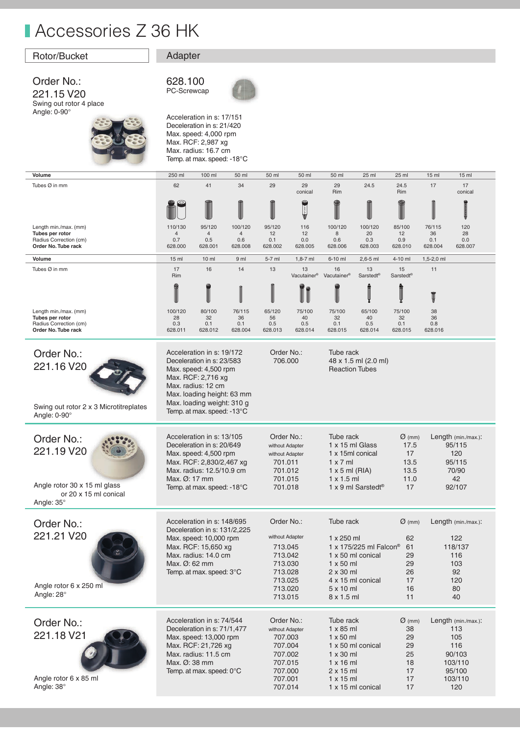# Accessories Z 36 HK

| Rotor/Bucket | Adapter |
|---|---|

## Order No.: 221.15 V20

Swing out rotor 4 place
Angle: 0-90°

**628.100**
PC-Screwcap

Acceleration in s: 17/151
Deceleration in s: 21/420
Max. speed: 4,000 rpm
Max. RCF: 2,987 xg
Max. radius: 16.7 cm
Temp. at max. speed: -18°C

| **Volume** | 250 ml | 100 ml | 50 ml | 50 ml | 50 ml | 50 ml | 25 ml | 25 ml | 15 ml | 15 ml |
|---|---|---|---|---|---|---|---|---|---|---|
| Tubes Ø in mm | 62 | 41 | 34 | 29 | 29 conical | 29 Rim | 24.5 | 24.5 Rim | 17 | 17 conical |
| Length min./max. (mm) | 110/130 | 95/120 | 100/120 | 95/120 | 116 | 100/120 | 100/120 | 85/100 | 76/115 | 120 |
| **Tubes per rotor** | 4 | 4 | 4 | 12 | 12 | 8 | 20 | 12 | 36 | 28 |
| Radius Correction (cm) | 0.7 | 0.5 | 0.6 | 0.1 | 0.0 | 0.6 | 0.3 | 0.9 | 0.1 | 0.0 |
| **Order No. Tube rack** | 628.000 | 628.001 | 628.008 | 628.002 | 628.005 | 628.006 | 628.003 | 628.010 | 628.004 | 628.007 |

| **Volume** | 15 ml | 10 ml | 9 ml | 5-7 ml | 1,8-7 ml | 6-10 ml | 2,6-5 ml | 4-10 ml | 1,5-2,0 ml |
|---|---|---|---|---|---|---|---|---|---|
| Tubes Ø in mm | 17 Rim | 16 | 14 | 13 | 13 Vacutainer® | 16 Vacutainer® | 13 Sarstedt® | 15 Sarstedt® | 11 |
| Length min./max. (mm) | 100/120 | 80/100 | 76/115 | 65/120 | 75/100 | 75/100 | 65/100 | 75/100 | 38 |
| **Tubes per rotor** | 28 | 32 | 36 | 56 | 40 | 32 | 40 | 32 | 36 |
| Radius Correction (cm) | 0.3 | 0.1 | 0.1 | 0.5 | 0.5 | 0.1 | 0.5 | 0.1 | 0.8 |
| **Order No. Tube rack** | 628.011 | 628.012 | 628.004 | 628.013 | 628.014 | 628.015 | 628.014 | 628.015 | 628.016 |

## Order No.: 221.16 V20

Swing out rotor 2 x 3 Microtitreplates
Angle: 0-90°

Acceleration in s: 19/172
Deceleration in s: 23/583
Max. speed: 4,500 rpm
Max. RCF: 2,716 xg
Max. radius: 12 cm
Max. loading height: 63 mm
Max. loading weight: 310 g
Temp. at max. speed: -13°C

| Order No.: | Tube rack |
|---|---|
| 706.000 | 48 x 1.5 ml (2.0 ml) Reaction Tubes |

## Order No.: 221.19 V20

Angle rotor 30 x 15 ml glass
or 20 x 15 ml conical
Angle: 35°

Acceleration in s: 13/105
Deceleration in s: 20/649
Max. speed: 4,500 rpm
Max. RCF: 2,830/2,467 xg
Max. radius: 12.5/10.9 cm
Max. Ø: 17 mm
Temp. at max. speed: -18°C

| Order No.: | Tube rack | Ø (mm) | Length (min./max.): |
|---|---|---|---|
| without Adapter | 1 x 15 ml Glass | 17.5 | 95/115 |
| without Adapter | 1 x 15ml conical | 17 | 120 |
| 701.011 | 1 x 7 ml | 13.5 | 95/115 |
| 701.012 | 1 x 5 ml (RIA) | 13.5 | 70/90 |
| 701.015 | 1 x 1.5 ml | 11.0 | 42 |
| 701.018 | 1 x 9 ml Sarstedt® | 17 | 92/107 |

## Order No.: 221.21 V20

Angle rotor 6 x 250 ml
Angle: 28°

Acceleration in s: 148/695
Deceleration in s: 131/2,225
Max. speed: 10,000 rpm
Max. RCF: 15,650 xg
Max. radius: 14.0 cm
Max. Ø: 62 mm
Temp. at max. speed: 3°C

| Order No.: | Tube rack | Ø (mm) | Length (min./max.): |
|---|---|---|---|
| without Adapter | 1 x 250 ml | 62 | 122 |
| 713.045 | 1 x 175/225 ml Falcon® | 61 | 118/137 |
| 713.042 | 1 x 50 ml conical | 29 | 116 |
| 713.030 | 1 x 50 ml | 29 | 103 |
| 713.028 | 2 x 30 ml | 26 | 92 |
| 713.025 | 4 x 15 ml conical | 17 | 120 |
| 713.020 | 5 x 10 ml | 16 | 80 |
| 713.015 | 8 x 1.5 ml | 11 | 40 |

## Order No.: 221.18 V21

Angle rotor 6 x 85 ml
Angle: 38°

Acceleration in s: 74/544
Deceleration in s: 71/1,477
Max. speed: 13,000 rpm
Max. RCF: 21,726 xg
Max. radius: 11.5 cm
Max. Ø: 38 mm
Temp. at max. speed: 0°C

| Order No.: | Tube rack | Ø (mm) | Length (min./max.): |
|---|---|---|---|
| without Adapter | 1 x 85 ml | 38 | 113 |
| 707.003 | 1 x 50 ml | 29 | 105 |
| 707.004 | 1 x 50 ml conical | 29 | 116 |
| 707.002 | 1 x 30 ml | 25 | 90/103 |
| 707.015 | 1 x 16 ml | 18 | 103/110 |
| 707.000 | 2 x 15 ml | 17 | 95/100 |
| 707.001 | 1 x 15 ml | 17 | 103/110 |
| 707.014 | 1 x 15 ml conical | 17 | 120 |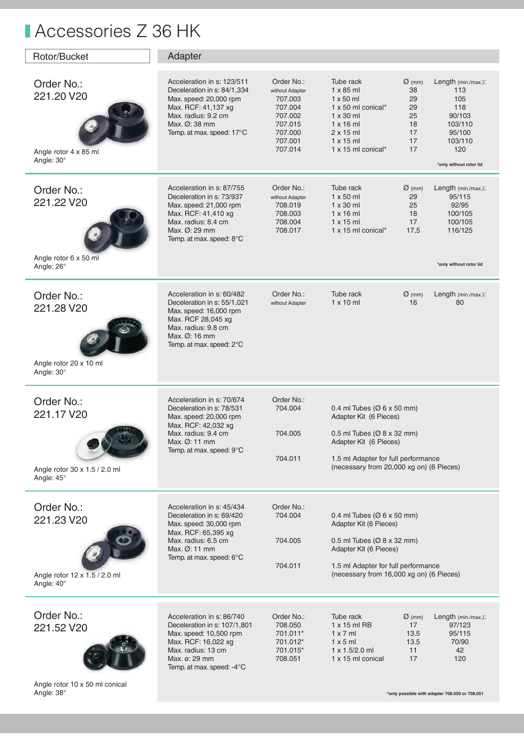# Accessories Z 36 HK

| Rotor/Bucket | Adapter | | | | | |
|---|---|---|---|---|---|---|
| **Order No.: 221.20 V20**<br>Angle rotor 4 x 85 ml<br>Angle: 30° | Acceleration in s: 123/511<br>Deceleration in s: 84/1,334<br>Max. speed: 20,000 rpm<br>Max. RCF: 41,137 xg<br>Max. radius: 9.2 cm<br>Max. Ø: 38 mm<br>Temp. at max. speed: 17°C | Order No.:<br>without Adapter<br>707.003<br>707.004<br>707.002<br>707.015<br>707.000<br>707.001<br>707.014 | Tube rack<br>1 x 85 ml<br>1 x 50 ml<br>1 x 50 ml conical*<br>1 x 30 ml<br>1 x 16 ml<br>2 x 15 ml<br>1 x 15 ml<br>1 x 15 ml conical* | Ø (mm)<br>38<br>29<br>29<br>25<br>18<br>17<br>17<br>17 | Length (min./max.):<br>113<br>105<br>118<br>90/103<br>103/110<br>95/100<br>103/110<br>120 | *only without rotor lid |
| **Order No.: 221.22 V20**<br>Angle rotor 6 x 50 ml<br>Angle: 26° | Acceleration in s: 87/755<br>Deceleration in s: 73/937<br>Max. speed: 21,000 rpm<br>Max. RCF: 41,410 xg<br>Max. radius: 8.4 cm<br>Max. Ø: 29 mm<br>Temp. at max. speed: 8°C | Order No.:<br>without Adapter<br>708.019<br>708.003<br>708.004<br>708.017 | Tube rack<br>1 x 50 ml<br>1 x 30 ml<br>1 x 16 ml<br>1 x 15 ml<br>1 x 15 ml conical* | Ø (mm)<br>29<br>25<br>18<br>17<br>17,5 | Length (min./max.):<br>95/115<br>92/95<br>100/105<br>100/105<br>116/125 | *only without rotor lid |
| **Order No.: 221.28 V20**<br>Angle rotor 20 x 10 ml<br>Angle: 30° | Acceleration in s: 60/482<br>Deceleration in s: 55/1,021<br>Max. speed: 16,000 rpm<br>Max. RCF 28,045 xg<br>Max. radius: 9.8 cm<br>Max. Ø: 16 mm<br>Temp. at max. speed: 2°C | Order No.:<br>without Adapter | Tube rack<br>1 x 10 ml | Ø (mm)<br>16 | Length (min./max.):<br>80 | |
| **Order No.: 221.17 V20**<br>Angle rotor 30 x 1.5 / 2.0 ml<br>Angle: 45° | Acceleration in s: 70/674<br>Deceleration in s: 78/531<br>Max. speed: 20,000 rpm<br>Max. RCF: 42,032 xg<br>Max. radius: 9.4 cm<br>Max. Ø: 11 mm<br>Temp. at max. speed: 9°C | Order No.:<br>704.004<br><br>704.005<br><br>704.011 | 0.4 ml Tubes (Ø 6 x 50 mm) Adapter Kit (6 Pieces)<br><br>0.5 ml Tubes (Ø 8 x 32 mm) Adapter Kit (6 Pieces)<br><br>1.5 ml Adapter for full performance (necessary from 20,000 xg on) (6 Pieces) | | | |
| **Order No.: 221.23 V20**<br>Angle rotor 12 x 1.5 / 2.0 ml<br>Angle: 40° | Acceleration in s: 45/434<br>Deceleration in s: 69/420<br>Max. speed: 30,000 rpm<br>Max. RCF: 65,395 xg<br>Max. radius: 6.5 cm<br>Max. Ø: 11 mm<br>Temp. at max. speed: 6°C | Order No.:<br>704.004<br><br>704.005<br><br>704.011 | 0.4 ml Tubes (Ø 6 x 50 mm) Adapter Kit (6 Pieces)<br><br>0.5 ml Tubes (Ø 8 x 32 mm) Adapter Kit (6 Pieces)<br><br>1.5 ml Adapter for full performance (necessary from 16,000 xg on) (6 Pieces) | | | |
| **Order No.: 221.52 V20**<br>Angle rotor 10 x 50 ml conical<br>Angle: 38° | Acceleration in s: 86/740<br>Deceleration in s: 107/1,801<br>Max. speed: 10,500 rpm<br>Max. RCF: 16,022 xg<br>Max. radius: 13 cm<br>Max. ø: 29 mm<br>Temp. at max. speed: -4°C | Order No.:<br>708.050<br>701.011*<br>701.012*<br>701.015*<br>708.051 | Tube rack<br>1 x 15 ml RB<br>1 x 7 ml<br>1 x 5 ml<br>1 x 1.5/2.0 ml<br>1 x 15 ml conical | Ø (mm)<br>17<br>13.5<br>13.5<br>11<br>17 | Length (min./max.):<br>97/123<br>95/115<br>70/90<br>42<br>120 | *only possible with adapter 708.050 or 708.051 |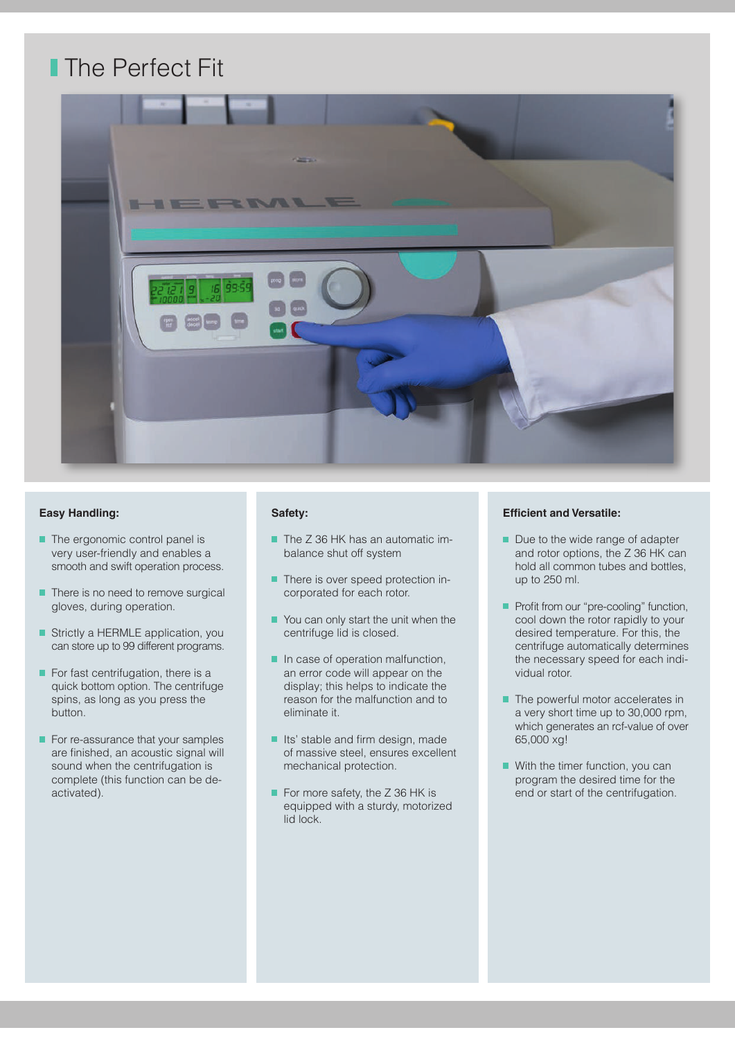# The Perfect Fit

### Easy Handling:

- The ergonomic control panel is very user-friendly and enables a smooth and swift operation process.
- There is no need to remove surgical gloves, during operation.
- Strictly a HERMLE application, you can store up to 99 different programs.
- For fast centrifugation, there is a quick bottom option. The centrifuge spins, as long as you press the button.
- For re-assurance that your samples are finished, an acoustic signal will sound when the centrifugation is complete (this function can be de-activated).

### Safety:

- The Z 36 HK has an automatic im-balance shut off system
- There is over speed protection in-corporated for each rotor.
- You can only start the unit when the centrifuge lid is closed.
- In case of operation malfunction, an error code will appear on the display; this helps to indicate the reason for the malfunction and to eliminate it.
- Its' stable and firm design, made of massive steel, ensures excellent mechanical protection.
- For more safety, the Z 36 HK is equipped with a sturdy, motorized lid lock.

### Efficient and Versatile:

- Due to the wide range of adapter and rotor options, the Z 36 HK can hold all common tubes and bottles, up to 250 ml.
- Profit from our "pre-cooling" function, cool down the rotor rapidly to your desired temperature. For this, the centrifuge automatically determines the necessary speed for each indi-vidual rotor.
- The powerful motor accelerates in a very short time up to 30,000 rpm, which generates an rcf-value of over 65,000 xg!
- With the timer function, you can program the desired time for the end or start of the centrifugation.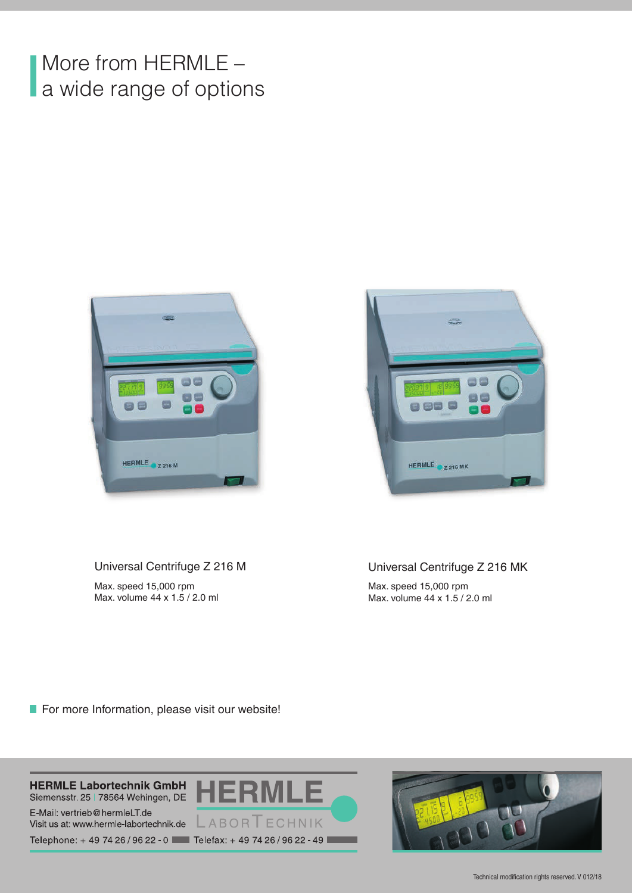# More from HERMLE – a wide range of options

Universal Centrifuge Z 216 M

Max. speed 15,000 rpm
Max. volume 44 x 1.5 / 2.0 ml

Universal Centrifuge Z 216 MK

Max. speed 15,000 rpm
Max. volume 44 x 1.5 / 2.0 ml

For more Information, please visit our website!

**HERMLE Labortechnik GmbH**
Siemensstr. 25 | 78564 Wehingen, DE
E-Mail: vertrieb@hermleLT.de
Visit us at: www.hermle-labortechnik.de

HERMLE LABORTECHNIK

Telephone: + 49 74 26 / 96 22 - 0 Telefax: + 49 74 26 / 96 22 - 49

Technical modification rights reserved. V 012/18